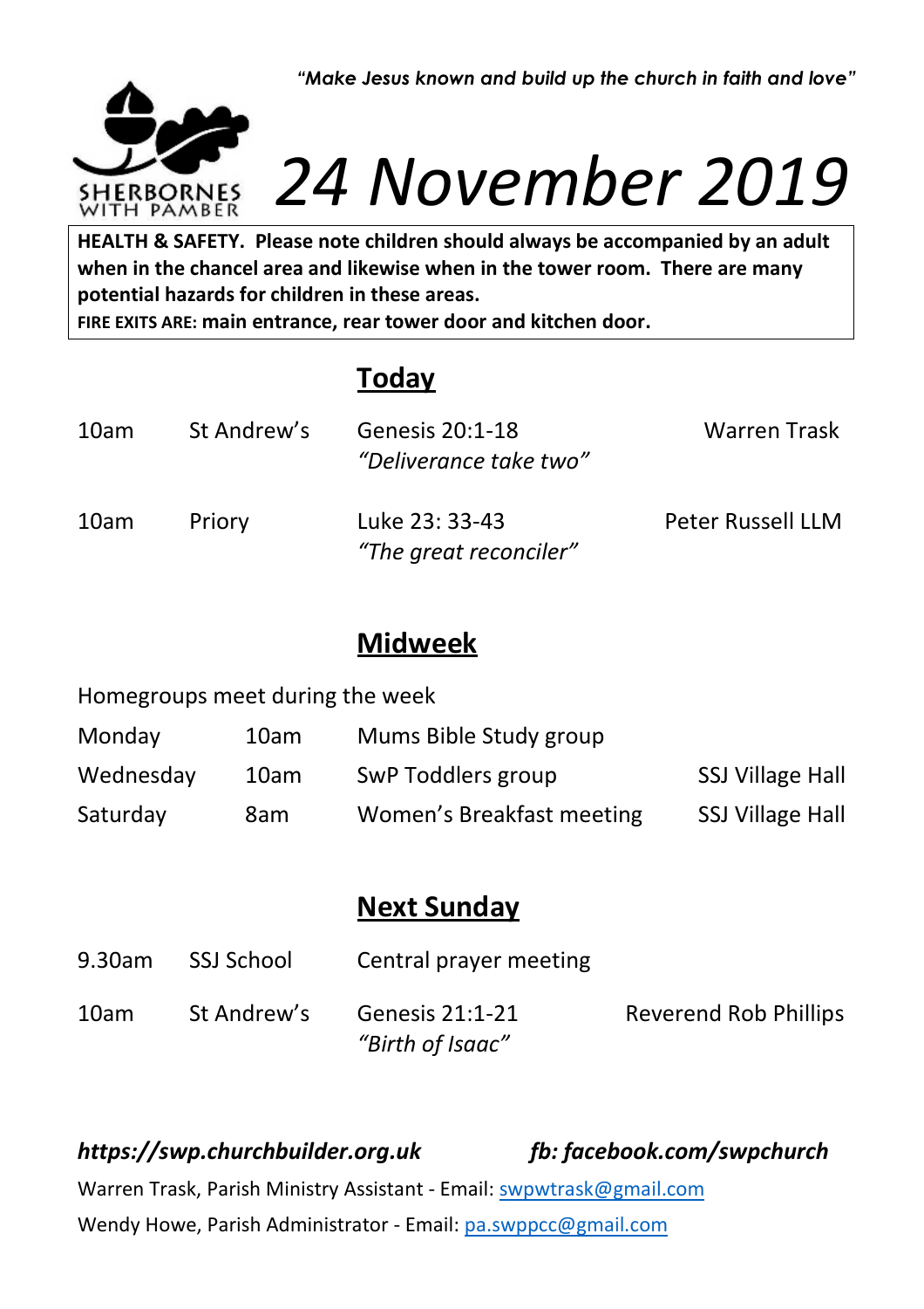*"Make Jesus known and build up the church in faith and love"*

SHERBORNES WITH PAMBER

# 24 November 2019

**HEALTH & SAFETY. Please note children should always be accompanied by an adult when in the chancel area and likewise when in the tower room. There are many potential hazards for children in these areas.**
**FIRE EXITS ARE: main entrance, rear tower door and kitchen door.**

## Today

| | | | |
|---|---|---|---|
| 10am | St Andrew's | Genesis 20:1-18 *"Deliverance take two"* | Warren Trask |
| 10am | Priory | Luke 23: 33-43 *"The great reconciler"* | Peter Russell LLM |

## Midweek

Homegroups meet during the week

| | | | |
|---|---|---|---|
| Monday | 10am | Mums Bible Study group | |
| Wednesday | 10am | SwP Toddlers group | SSJ Village Hall |
| Saturday | 8am | Women's Breakfast meeting | SSJ Village Hall |

## Next Sunday

| | | | |
|---|---|---|---|
| 9.30am | SSJ School | Central prayer meeting | |
| 10am | St Andrew's | Genesis 21:1-21 *"Birth of Isaac"* | Reverend Rob Phillips |

***https://swp.churchbuilder.org.uk*** ***fb: facebook.com/swpchurch***

Warren Trask, Parish Ministry Assistant - Email: swpwtrask@gmail.com

Wendy Howe, Parish Administrator - Email: pa.swppcc@gmail.com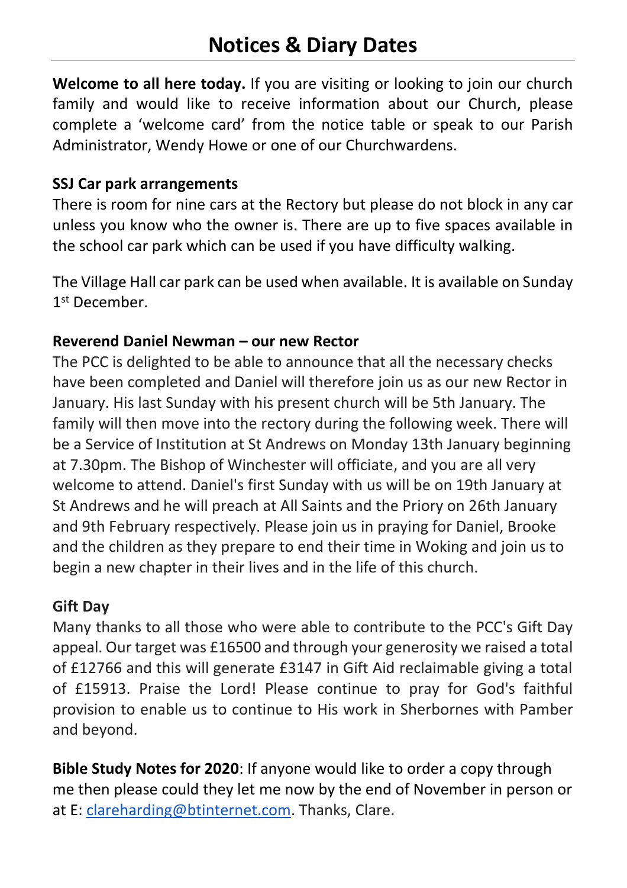# Notices & Diary Dates

**Welcome to all here today.** If you are visiting or looking to join our church family and would like to receive information about our Church, please complete a 'welcome card' from the notice table or speak to our Parish Administrator, Wendy Howe or one of our Churchwardens.

**SSJ Car park arrangements**

There is room for nine cars at the Rectory but please do not block in any car unless you know who the owner is. There are up to five spaces available in the school car park which can be used if you have difficulty walking.

The Village Hall car park can be used when available. It is available on Sunday 1st December.

**Reverend Daniel Newman – our new Rector**

The PCC is delighted to be able to announce that all the necessary checks have been completed and Daniel will therefore join us as our new Rector in January. His last Sunday with his present church will be 5th January. The family will then move into the rectory during the following week. There will be a Service of Institution at St Andrews on Monday 13th January beginning at 7.30pm. The Bishop of Winchester will officiate, and you are all very welcome to attend. Daniel's first Sunday with us will be on 19th January at St Andrews and he will preach at All Saints and the Priory on 26th January and 9th February respectively. Please join us in praying for Daniel, Brooke and the children as they prepare to end their time in Woking and join us to begin a new chapter in their lives and in the life of this church.

**Gift Day**

Many thanks to all those who were able to contribute to the PCC's Gift Day appeal. Our target was £16500 and through your generosity we raised a total of £12766 and this will generate £3147 in Gift Aid reclaimable giving a total of £15913. Praise the Lord! Please continue to pray for God's faithful provision to enable us to continue to His work in Sherbornes with Pamber and beyond.

**Bible Study Notes for 2020**: If anyone would like to order a copy through me then please could they let me now by the end of November in person or at E: clareharding@btinternet.com. Thanks, Clare.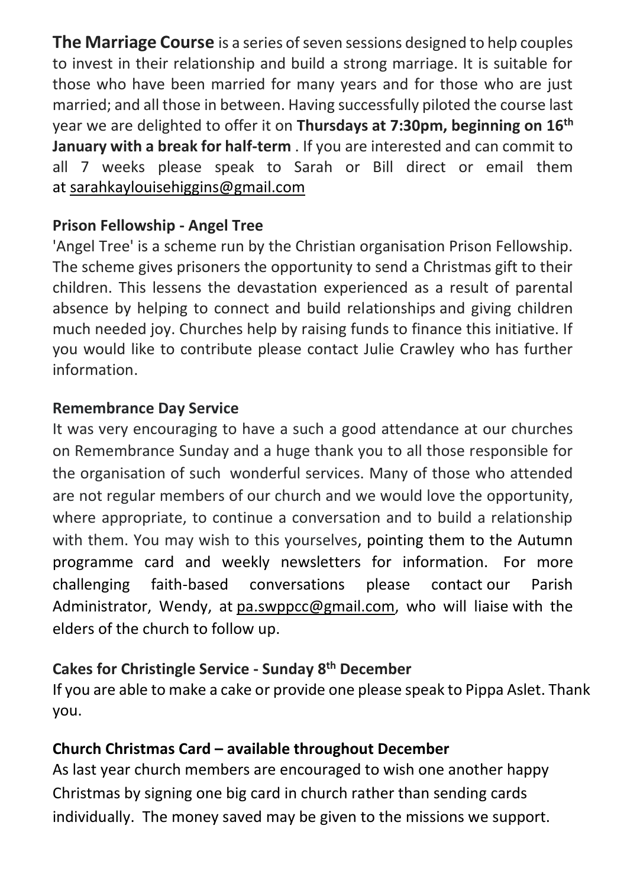**The Marriage Course** is a series of seven sessions designed to help couples to invest in their relationship and build a strong marriage. It is suitable for those who have been married for many years and for those who are just married; and all those in between. Having successfully piloted the course last year we are delighted to offer it on **Thursdays at 7:30pm, beginning on 16th January with a break for half-term** . If you are interested and can commit to all 7 weeks please speak to Sarah or Bill direct or email them at sarahkaylouisehiggins@gmail.com

**Prison Fellowship - Angel Tree**

'Angel Tree' is a scheme run by the Christian organisation Prison Fellowship. The scheme gives prisoners the opportunity to send a Christmas gift to their children. This lessens the devastation experienced as a result of parental absence by helping to connect and build relationships and giving children much needed joy. Churches help by raising funds to finance this initiative. If you would like to contribute please contact Julie Crawley who has further information.

**Remembrance Day Service**

It was very encouraging to have a such a good attendance at our churches on Remembrance Sunday and a huge thank you to all those responsible for the organisation of such wonderful services. Many of those who attended are not regular members of our church and we would love the opportunity, where appropriate, to continue a conversation and to build a relationship with them. You may wish to this yourselves, pointing them to the Autumn programme card and weekly newsletters for information. For more challenging faith-based conversations please contact our Parish Administrator, Wendy, at pa.swppcc@gmail.com, who will liaise with the elders of the church to follow up.

**Cakes for Christingle Service - Sunday 8th December**

If you are able to make a cake or provide one please speak to Pippa Aslet. Thank you.

**Church Christmas Card – available throughout December**

As last year church members are encouraged to wish one another happy Christmas by signing one big card in church rather than sending cards individually. The money saved may be given to the missions we support.